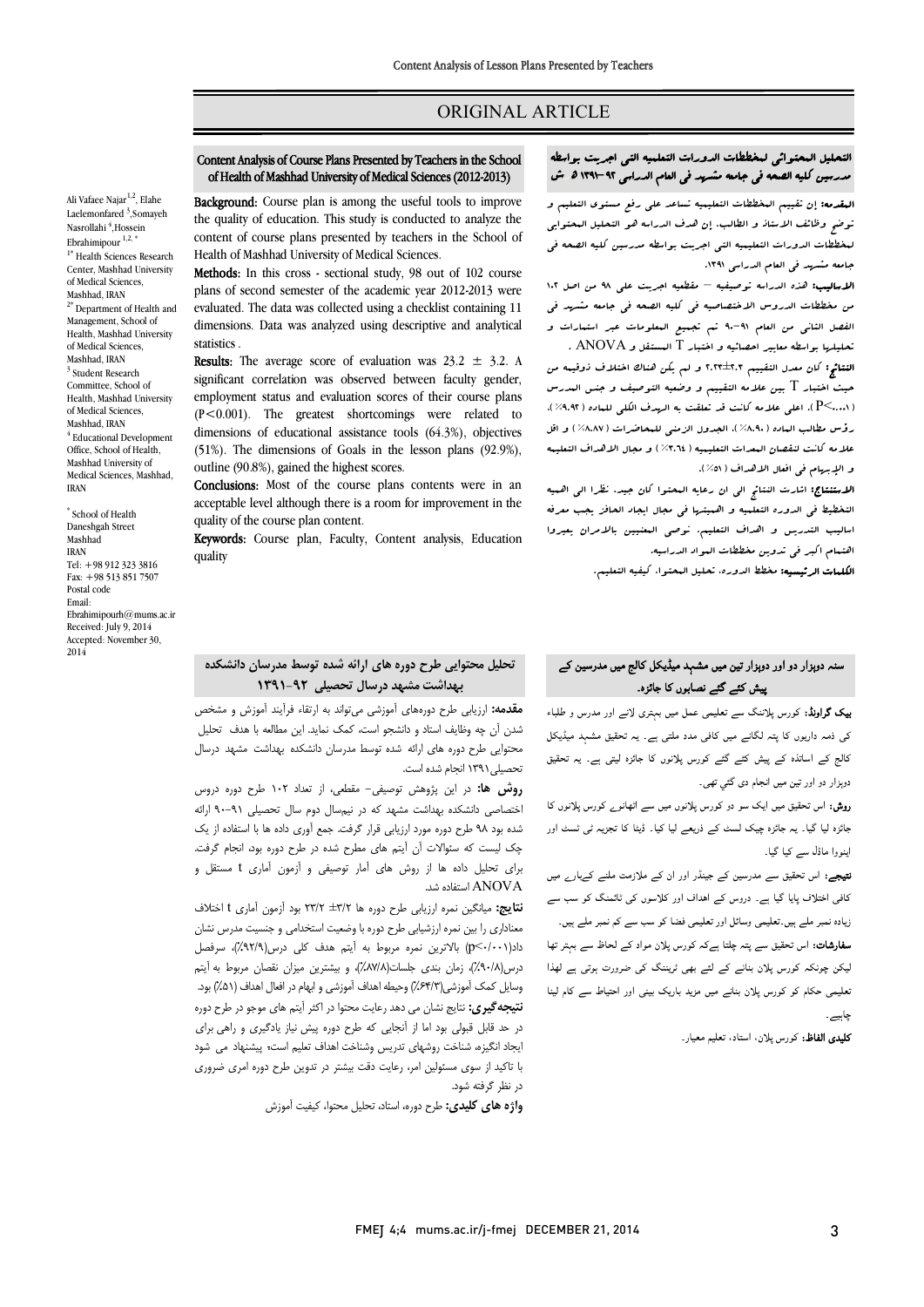# ORIGINAL ARTICLE

## Content Analysis of Course Plans Presented by Teachers in the School of Health of Mashhad University of Medical Sciences (2012-2013)

Ali Vafaee Najar[1,2], Elahe Laelemonfared [3], Somayeh Nasrollahi [4], Hossein Ebrahimipour [1,2,*]

[1*] Health Sciences Research Center, Mashhad University of Medical Sciences, Mashhad, IRAN

[2*] Department of Health and Management, School of Health, Mashhad University of Medical Sciences, Mashhad, IRAN

[3] Student Research Committee, School of Health, Mashhad University of Medical Sciences, Mashhad, IRAN

[4] Educational Development Office, School of Health, Mashhad University of Medical Sciences, Mashhad, IRAN

[*] School of Health
Daneshgah Street
Mashhad
IRAN
Tel: +98 912 323 3816
Fax: +98 513 851 7507
Postal code
Email:
Ebrahimipourh@mums.ac.ir
Received: July 9, 2014
Accepted: November 30, 2014

**Background:** Course plan is among the useful tools to improve the quality of education. This study is conducted to analyze the content of course plans presented by teachers in the School of Health of Mashhad University of Medical Sciences.

**Methods:** In this cross - sectional study, 98 out of 102 course plans of second semester of the academic year 2012-2013 were evaluated. The data was collected using a checklist containing 11 dimensions. Data was analyzed using descriptive and analytical statistics .

**Results:** The average score of evaluation was 23.2 ± 3.2. A significant correlation was observed between faculty gender, employment status and evaluation scores of their course plans ($P<0.001$). The greatest shortcomings were related to dimensions of educational assistance tools (64.3%), objectives (51%). The dimensions of Goals in the lesson plans (92.9%), outline (90.8%), gained the highest scores.

**Conclusions:** Most of the course plans contents were in an acceptable level although there is a room for improvement in the quality of the course plan content.

**Keywords:** Course plan, Faculty, Content analysis, Education quality

## التحليل المحتوائي لمخططات الدورات التعليمية التي اجريت بواسطه مدرسين كليه الصحه في جامعه مشهد في العام الدراسي ٩٢-١٣٩١ ه ش

**المقدمه:** إن تقييم المخططات التعليميه تساعد على رفع مستوى التعليم و توضح وظائف الاستاذ و الطالب. إن هدف الدراسه هو التحليل المحتوائي لمخططات الدورات التعليميه التي اجريت بواسطه مدرسين كليه الصحه في جامعه مشهد في العام الدراسي ١٣٩١.

**الأساليب:** هذه الدراسه توصيفيه – مقطعيه اجريت على ٩٨ من اصل ١٠٢ من مخططات الدروس الاختصاصيه في كليه الصحه في جامعه مشهد في الفصل الثاني من العام ٩١-٩٠ تم تجميع المعلومات عبر استمارات و تحليلها بواسطه معايير احصائيه و اختبار T المستقل و ANOVA .

**النتائج:** كان معدل التقييم ٢٣.٢±٣.٣ و لم يكن هناك اختلاف ذوقيمه من حيث اختبار T بين علامه التقييم و وضعيه التوصيف و جنس المدرس ($P<0.001$). اعلى علامه كانت قد تعلقت به الهدف الكلي للماده (٩.٩٢٪)، رؤس مطالب الماده (٨.٩٠٪)، الجدول الزمني للمحاضرات (٨.٨٧٪) و اقل علامه كانت لنقصان المعدات التعليميه (٣.٦٤٪) و مجال الاهداف التعليميه و الإبهام في افعال الاهداف (٥١٪).

**الاستنتاج:** اشارت النتائج الى ان رعايه المحتوا كان جيد. نظرا الى اهميه التخطيط في الدوره التعليميه و اهميتها في مجال ايجاد الحافز يجب معرفه اساليب التدريس و اهداف التعليم. نوصي المعنيين بالامران يعيروا اهتمام اكبر في تدوين مخططات المواد الدراسيه.

**الكلمات الرئيسيه:** مخطط الدوره، تحليل المحتوا، كيفيه التعليم.

## تحلیل محتوایی طرح دوره های ارائه شده توسط مدرسان دانشکده بهداشت مشهد درسال تحصیلی ۹۲-۱۳۹۱

**مقدمه:** ارزیابی طرح دوره‌های آموزشی می‌تواند به ارتقاء فرآیند آموزش و مشخص شدن آن چه وظایف استاد و دانشجو است، کمک نماید. این مطالعه با هدف تحلیل محتوایی طرح دوره های ارائه شده توسط مدرسان دانشکده بهداشت مشهد درسال تحصیلی۱۳۹۱ انجام شده است.

**روش ها:** در این پژوهش توصیفی- مقطعی، از تعداد ۱۰۲ طرح دوره دروس اختصاصی دانشکده بهداشت مشهد که در نیمسال دوم سال تحصیلی ۹۱-۹۰ ارائه شده بود ۹۸ طرح دوره مورد ارزیابی قرار گرفت. جمع آوری داده ها با استفاده از یک چک لیست که سئوالات آن آیتم های مطرح شده در طرح دوره بود، انجام گرفت. برای تحلیل داده ها از روش های آمار توصیفی و آزمون آماری t مستقل و ANOVA استفاده شد.

**نتایج:** میانگین نمره ارزیابی طرح دوره ها ۳/۲± ۲۳/۲ بود آزمون آماری t اختلاف معناداری را بین نمره ارزشیابی طرح دوره با وضعیت استخدامی و جنسیت مدرس نشان داد($p<0.001$) بالاترین نمره مربوط به آیتم هدف کلی درس(۹۲/۹٪)، سرفصل درس(۹۰/۸٪)، زمان بندی جلسات(۸۷/۸٪)، و بیشترین میزان نقصان مربوط به آیتم وسایل کمک آموزشی(۶۴/۳٪) وحیطه اهداف آموزشی و ابهام در افعال اهداف (۵۱٪) بود.

**نتیجه‌گیری:** نتایج نشان می دهد رعایت محتوا در اکثر آیتم های موجو در طرح دوره در حد قابل قبولی بود اما از آنجایی که طرح دوره پیش نیاز یادگیری و راهی برای ایجاد انگیزه، شناخت روشهای تدریس وشناخت اهداف تعلیم است؛ پیشنهاد می شود با تاکید از سوی مسئولین امر، رعایت دقت بیشتر در تدوین طرح دوره امری ضروری در نظر گرفته شود.

**واژه های کلیدی:** طرح دوره، استاد، تحلیل محتوا، کیفیت آموزش

## سنہ دوہزار دو اور دوہزار تین میں مشہد میڈیکل کالج میں مدرسین کے پیش کئے گئے نصابوں کا جائزہ۔

**بیک گراونڈ:** کورس پلاننگ سے تعلیمی عمل میں بہتری لانے اور مدرس و طلباء کی ذمہ داریوں کا پتہ لگانے میں کافی مدد ملتی ہے۔ یہ تحقیق مشہد میڈیکل کالج کے اساتذہ کے پیش کئے گئے کورس پلانوں کا جائزہ لیتی ہے۔ یہ تحقیق دوہزار دو اور تین میں انجام دی گئي تھی۔

**روش:** اس تحقیق میں ایک سو دو کورس پلانوں میں سے اٹھانوے کورس پلانوں کا جائزہ لیا گیا۔ یہ جائزہ چیک لسٹ کے ذریعے لیا گیا۔ ڈیٹا کا تجزیہ ٹی ٹسٹ اور اینووا ماڈل سے کیا گیا۔

**نتیجے:** اس تحقیق سے مدرسین کے جینڈر اور ان کی ملازمت ملنے کےبارے میں کافی اختلاف پایا گیا ہے۔ دروس کے اہداف اور کلاسوں کی ٹائمنگ کو سب سے زیادہ نمبر ملے ہیں۔تعلیمی وسائل اور تعلیمی فضا کو سب سے کم نمبر ملے ہیں۔

**سفارشات:** اس تحقیق سے پتہ چلتا ہےکہ کورس پلان مواد کے لحاظ سے بہتر تھا لیکن چونکہ کورس پلان بنانے کے لئے بھی ٹریننگ کی ضرورت ہوتی ہے لھذا تعلیمی حکام کو کورس پلان بنانے میں مزید باریک بینی اور احتیاط سے کام لینا چاہیے۔

**کلیدی الفاظ:** کورس پلان، استاد، تعلیم معیار۔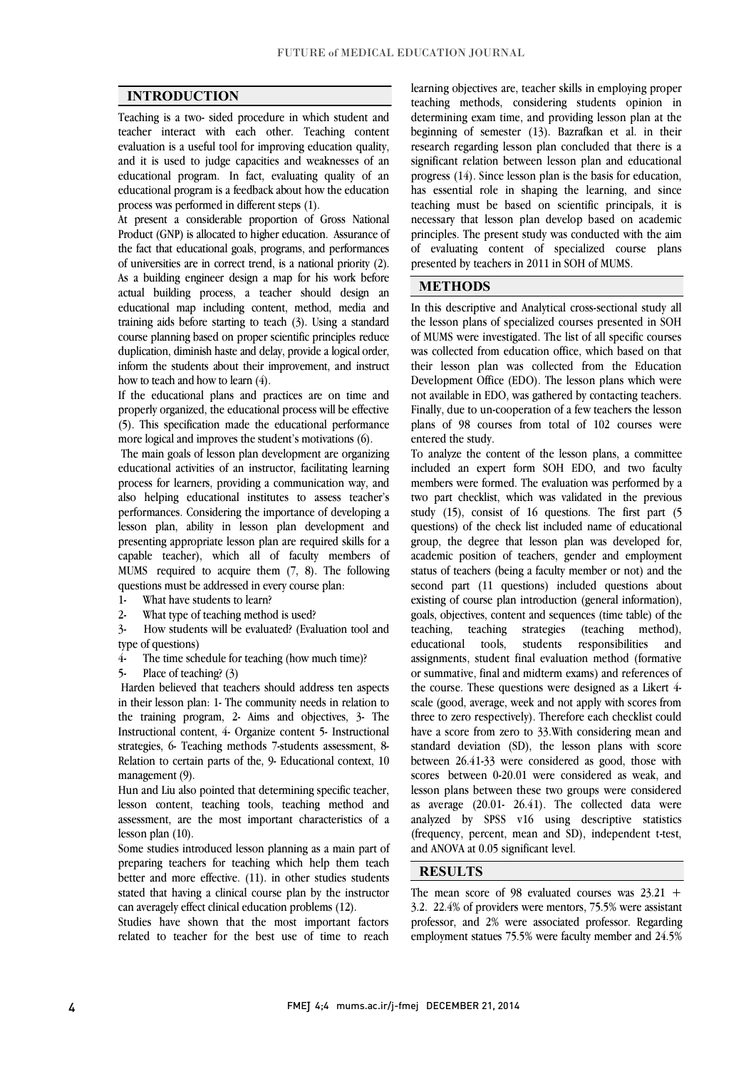## INTRODUCTION

Teaching is a two- sided procedure in which student and teacher interact with each other. Teaching content evaluation is a useful tool for improving education quality, and it is used to judge capacities and weaknesses of an educational program. In fact, evaluating quality of an educational program is a feedback about how the education process was performed in different steps (1).

At present a considerable proportion of Gross National Product (GNP) is allocated to higher education. Assurance of the fact that educational goals, programs, and performances of universities are in correct trend, is a national priority (2). As a building engineer design a map for his work before actual building process, a teacher should design an educational map including content, method, media and training aids before starting to teach (3). Using a standard course planning based on proper scientific principles reduce duplication, diminish haste and delay, provide a logical order, inform the students about their improvement, and instruct how to teach and how to learn (4).

If the educational plans and practices are on time and properly organized, the educational process will be effective (5). This specification made the educational performance more logical and improves the student's motivations (6).

The main goals of lesson plan development are organizing educational activities of an instructor, facilitating learning process for learners, providing a communication way, and also helping educational institutes to assess teacher's performances. Considering the importance of developing a lesson plan, ability in lesson plan development and presenting appropriate lesson plan are required skills for a capable teacher), which all of faculty members of MUMS required to acquire them (7, 8). The following questions must be addressed in every course plan:

1- What have students to learn?
2- What type of teaching method is used?
3- How students will be evaluated? (Evaluation tool and type of questions)
4- The time schedule for teaching (how much time)?
5- Place of teaching? (3)

Harden believed that teachers should address ten aspects in their lesson plan: 1- The community needs in relation to the training program, 2- Aims and objectives, 3- The Instructional content, 4- Organize content 5- Instructional strategies, 6- Teaching methods 7-students assessment, 8- Relation to certain parts of the, 9- Educational context, 10 management (9).

Hun and Liu also pointed that determining specific teacher, lesson content, teaching tools, teaching method and assessment, are the most important characteristics of a lesson plan (10).

Some studies introduced lesson planning as a main part of preparing teachers for teaching which help them teach better and more effective. (11). in other studies students stated that having a clinical course plan by the instructor can averagely effect clinical education problems (12).

Studies have shown that the most important factors related to teacher for the best use of time to reach learning objectives are, teacher skills in employing proper teaching methods, considering students opinion in determining exam time, and providing lesson plan at the beginning of semester (13). Bazrafkan et al. in their research regarding lesson plan concluded that there is a significant relation between lesson plan and educational progress (14). Since lesson plan is the basis for education, has essential role in shaping the learning, and since teaching must be based on scientific principals, it is necessary that lesson plan develop based on academic principles. The present study was conducted with the aim of evaluating content of specialized course plans presented by teachers in 2011 in SOH of MUMS.

## METHODS

In this descriptive and Analytical cross-sectional study all the lesson plans of specialized courses presented in SOH of MUMS were investigated. The list of all specific courses was collected from education office, which based on that their lesson plan was collected from the Education Development Office (EDO). The lesson plans which were not available in EDO, was gathered by contacting teachers. Finally, due to un-cooperation of a few teachers the lesson plans of 98 courses from total of 102 courses were entered the study.

To analyze the content of the lesson plans, a committee included an expert form SOH EDO, and two faculty members were formed. The evaluation was performed by a two part checklist, which was validated in the previous study (15), consist of 16 questions. The first part (5 questions) of the check list included name of educational group, the degree that lesson plan was developed for, academic position of teachers, gender and employment status of teachers (being a faculty member or not) and the second part (11 questions) included questions about existing of course plan introduction (general information), goals, objectives, content and sequences (time table) of the teaching, teaching strategies (teaching method), educational tools, students responsibilities and assignments, student final evaluation method (formative or summative, final and midterm exams) and references of the course. These questions were designed as a Likert 4-scale (good, average, week and not apply with scores from three to zero respectively). Therefore each checklist could have a score from zero to 33.With considering mean and standard deviation (SD), the lesson plans with score between 26.41-33 were considered as good, those with scores between 0-20.01 were considered as weak, and lesson plans between these two groups were considered as average (20.01- 26.41). The collected data were analyzed by SPSS v16 using descriptive statistics (frequency, percent, mean and SD), independent t-test, and ANOVA at 0.05 significant level.

## RESULTS

The mean score of 98 evaluated courses was 23.21 + 3.2. 22.4% of providers were mentors, 75.5% were assistant professor, and 2% were associated professor. Regarding employment statues 75.5% were faculty member and 24.5%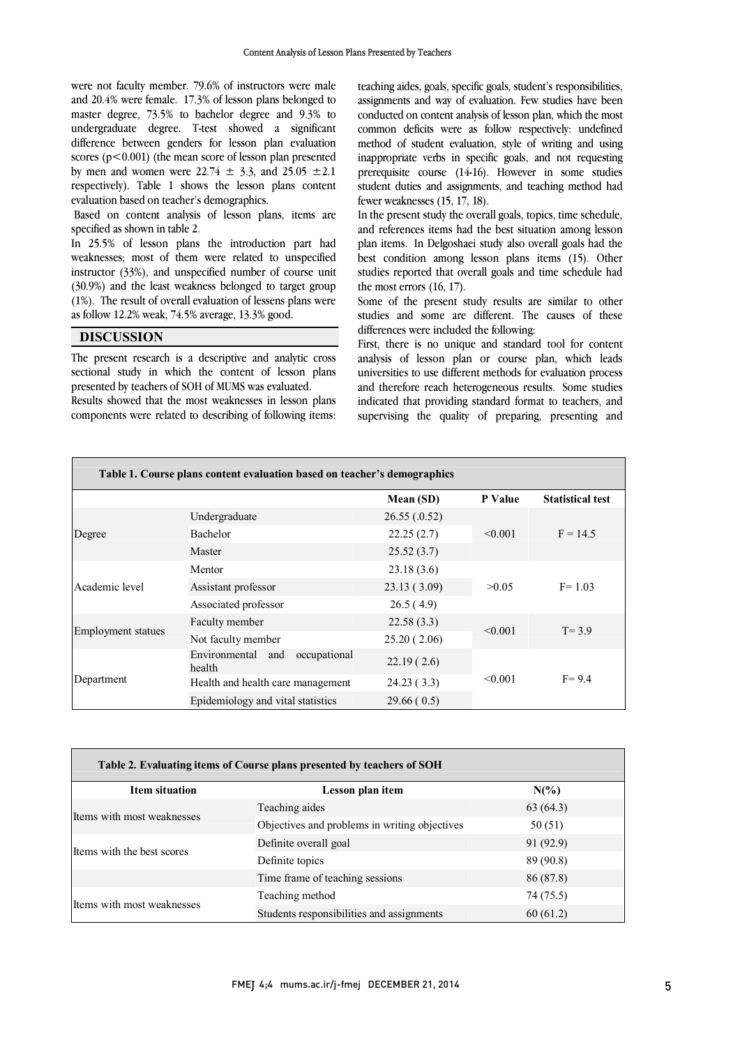were not faculty member. 79.6% of instructors were male and 20.4% were female. 17.3% of lesson plans belonged to master degree, 73.5% to bachelor degree and 9.3% to undergraduate degree. T-test showed a significant difference between genders for lesson plan evaluation scores ($p<0.001$) (the mean score of lesson plan presented by men and women were $22.74 \pm 3.3$, and $25.05 \pm 2.1$ respectively). Table 1 shows the lesson plans content evaluation based on teacher's demographics.

Based on content analysis of lesson plans, items are specified as shown in table 2.

In 25.5% of lesson plans the introduction part had weaknesses; most of them were related to unspecified instructor (33%), and unspecified number of course unit (30.9%) and the least weakness belonged to target group (1%). The result of overall evaluation of lessens plans were as follow 12.2% weak, 74.5% average, 13.3% good.

## DISCUSSION

The present research is a descriptive and analytic cross sectional study in which the content of lesson plans presented by teachers of SOH of MUMS was evaluated.

Results showed that the most weaknesses in lesson plans components were related to describing of following items: teaching aides, goals, specific goals, student's responsibilities, assignments and way of evaluation. Few studies have been conducted on content analysis of lesson plan, which the most common deficits were as follow respectively: undefined method of student evaluation, style of writing and using inappropriate verbs in specific goals, and not requesting prerequisite course (14-16). However in some studies student duties and assignments, and teaching method had fewer weaknesses (15, 17, 18).

In the present study the overall goals, topics, time schedule, and references items had the best situation among lesson plan items. In Delgoshaei study also overall goals had the best condition among lesson plans items (15). Other studies reported that overall goals and time schedule had the most errors (16, 17).

Some of the present study results are similar to other studies and some are different. The causes of these differences were included the following:

First, there is no unique and standard tool for content analysis of lesson plan or course plan, which leads universities to use different methods for evaluation process and therefore reach heterogeneous results. Some studies indicated that providing standard format to teachers, and supervising the quality of preparing, presenting and

**Table 1. Course plans content evaluation based on teacher's demographics**

| | | Mean (SD) | P Value | Statistical test |
|---|---|---|---|---|
| Degree | Undergraduate | 26.55 (.0.52) | <0.001 | F = 14.5 |
| | Bachelor | 22.25 (2.7) | | |
| | Master | 25.52 (3.7) | | |
| Academic level | Mentor | 23.18 (3.6) | >0.05 | F= 1.03 |
| | Assistant professor | 23.13 ( 3.09) | | |
| | Associated professor | 26.5 ( 4.9) | | |
| Employment statues | Faculty member | 22.58 (3.3) | <0.001 | T= 3.9 |
| | Not faculty member | 25.20 ( 2.06) | | |
| Department | Environmental and occupational health | 22.19 ( 2.6) | <0.001 | F= 9.4 |
| | Health and health care management | 24.23 ( 3.3) | | |
| | Epidemiology and vital statistics | 29.66 ( 0.5) | | |

**Table 2. Evaluating items of Course plans presented by teachers of SOH**

| Item situation | Lesson plan item | N(%) |
|---|---|---|
| Items with most weaknesses | Teaching aides | 63 (64.3) |
| | Objectives and problems in writing objectives | 50 (51) |
| Items with the best scores | Definite overall goal | 91 (92.9) |
| | Definite topics | 89 (90.8) |
| | Time frame of teaching sessions | 86 (87.8) |
| Items with most weaknesses | Teaching method | 74 (75.5) |
| | Students responsibilities and assignments | 60 (61.2) |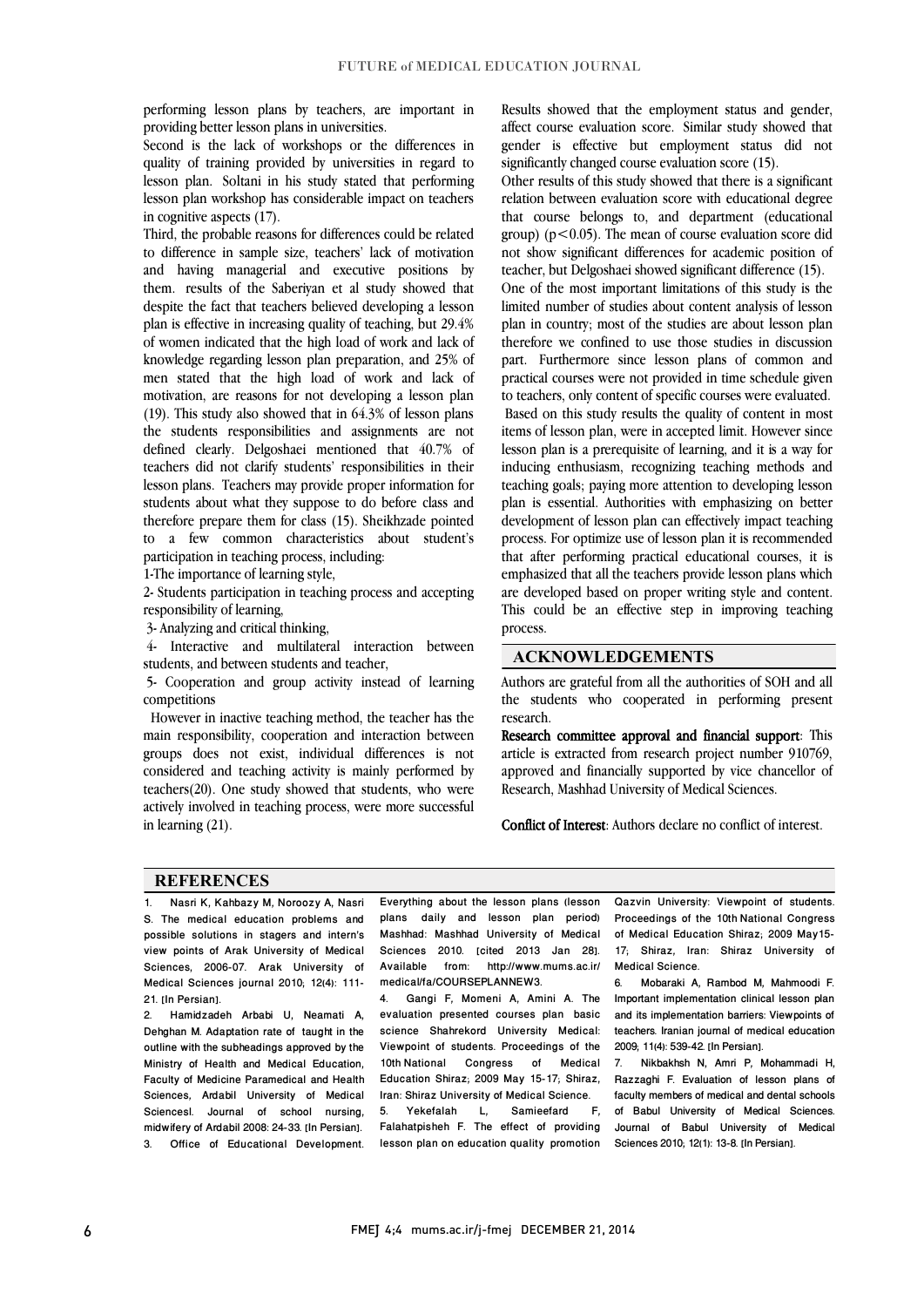performing lesson plans by teachers, are important in providing better lesson plans in universities.

Second is the lack of workshops or the differences in quality of training provided by universities in regard to lesson plan. Soltani in his study stated that performing lesson plan workshop has considerable impact on teachers in cognitive aspects (17).

Third, the probable reasons for differences could be related to difference in sample size, teachers' lack of motivation and having managerial and executive positions by them. results of the Saberiyan et al study showed that despite the fact that teachers believed developing a lesson plan is effective in increasing quality of teaching, but 29.4% of women indicated that the high load of work and lack of knowledge regarding lesson plan preparation, and 25% of men stated that the high load of work and lack of motivation, are reasons for not developing a lesson plan (19). This study also showed that in 64.3% of lesson plans the students responsibilities and assignments are not defined clearly. Delgoshaei mentioned that 40.7% of teachers did not clarify students' responsibilities in their lesson plans. Teachers may provide proper information for students about what they suppose to do before class and therefore prepare them for class (15). Sheikhzade pointed to a few common characteristics about student's participation in teaching process, including:

1-The importance of learning style,

2- Students participation in teaching process and accepting responsibility of learning,

3- Analyzing and critical thinking,

4- Interactive and multilateral interaction between students, and between students and teacher,

5- Cooperation and group activity instead of learning competitions

However in inactive teaching method, the teacher has the main responsibility, cooperation and interaction between groups does not exist, individual differences is not considered and teaching activity is mainly performed by teachers(20). One study showed that students, who were actively involved in teaching process, were more successful in learning (21).

Results showed that the employment status and gender, affect course evaluation score. Similar study showed that gender is effective but employment status did not significantly changed course evaluation score (15).

Other results of this study showed that there is a significant relation between evaluation score with educational degree that course belongs to, and department (educational group) ($p<0.05$). The mean of course evaluation score did not show significant differences for academic position of teacher, but Delgoshaei showed significant difference (15).

One of the most important limitations of this study is the limited number of studies about content analysis of lesson plan in country; most of the studies are about lesson plan therefore we confined to use those studies in discussion part. Furthermore since lesson plans of common and practical courses were not provided in time schedule given to teachers, only content of specific courses were evaluated.

Based on this study results the quality of content in most items of lesson plan, were in accepted limit. However since lesson plan is a prerequisite of learning, and it is a way for inducing enthusiasm, recognizing teaching methods and teaching goals; paying more attention to developing lesson plan is essential. Authorities with emphasizing on better development of lesson plan can effectively impact teaching process. For optimize use of lesson plan it is recommended that after performing practical educational courses, it is emphasized that all the teachers provide lesson plans which are developed based on proper writing style and content. This could be an effective step in improving teaching process.

## ACKNOWLEDGEMENTS

Authors are grateful from all the authorities of SOH and all the students who cooperated in performing present research.

**Research committee approval and financial support**: This article is extracted from research project number 910769, approved and financially supported by vice chancellor of Research, Mashhad University of Medical Sciences.

**Conflict of Interest**: Authors declare no conflict of interest.

## REFERENCES

1. Nasri K, Kahbazy M, Noroozy A, Nasri S. The medical education problems and possible solutions in stagers and intern's view points of Arak University of Medical Sciences, 2006-07. Arak University of Medical Sciences journal 2010; 12(4): 111-21. [In Persian].
2. Hamidzadeh Arbabi U, Neamati A, Dehghan M. Adaptation rate of taught in the outline with the subheadings approved by the Ministry of Health and Medical Education, Faculty of Medicine Paramedical and Health Sciences, Ardabil University of Medical Sciencesl. Journal of school nursing, midwifery of Ardabil 2008: 24-33. [In Persian].
3. Office of Educational Development. Everything about the lesson plans (lesson plans daily and lesson plan period) Mashhad: Mashhad University of Medical Sciences 2010. [cited 2013 Jan 28]. Available from: http://www.mums.ac.ir/medical/fa/COURSEPLANNEW3.
4. Gangi F, Momeni A, Amini A. The evaluation presented courses plan basic science Shahrekord University Medical: Viewpoint of students. Proceedings of the 10th National Congress of Medical Education Shiraz; 2009 May 15-17; Shiraz, Iran: Shiraz University of Medical Science.
5. Yekefalah L, Samieefard F, Falahatpisheh F. The effect of providing lesson plan on education quality promotion Qazvin University: Viewpoint of students. Proceedings of the 10th National Congress of Medical Education Shiraz; 2009 May15-17; Shiraz, Iran: Shiraz University of Medical Science.
6. Mobaraki A, Rambod M, Mahmoodi F. Important implementation clinical lesson plan and its implementation barriers: Viewpoints of teachers. Iranian journal of medical education 2009; 11(4): 539-42. [In Persian].
7. Nikbakhsh N, Amri P, Mohammadi H, Razzaghi F. Evaluation of lesson plans of faculty members of medical and dental schools of Babul University of Medical Sciences. Journal of Babul University of Medical Sciences 2010; 12(1): 13-8. [In Persian].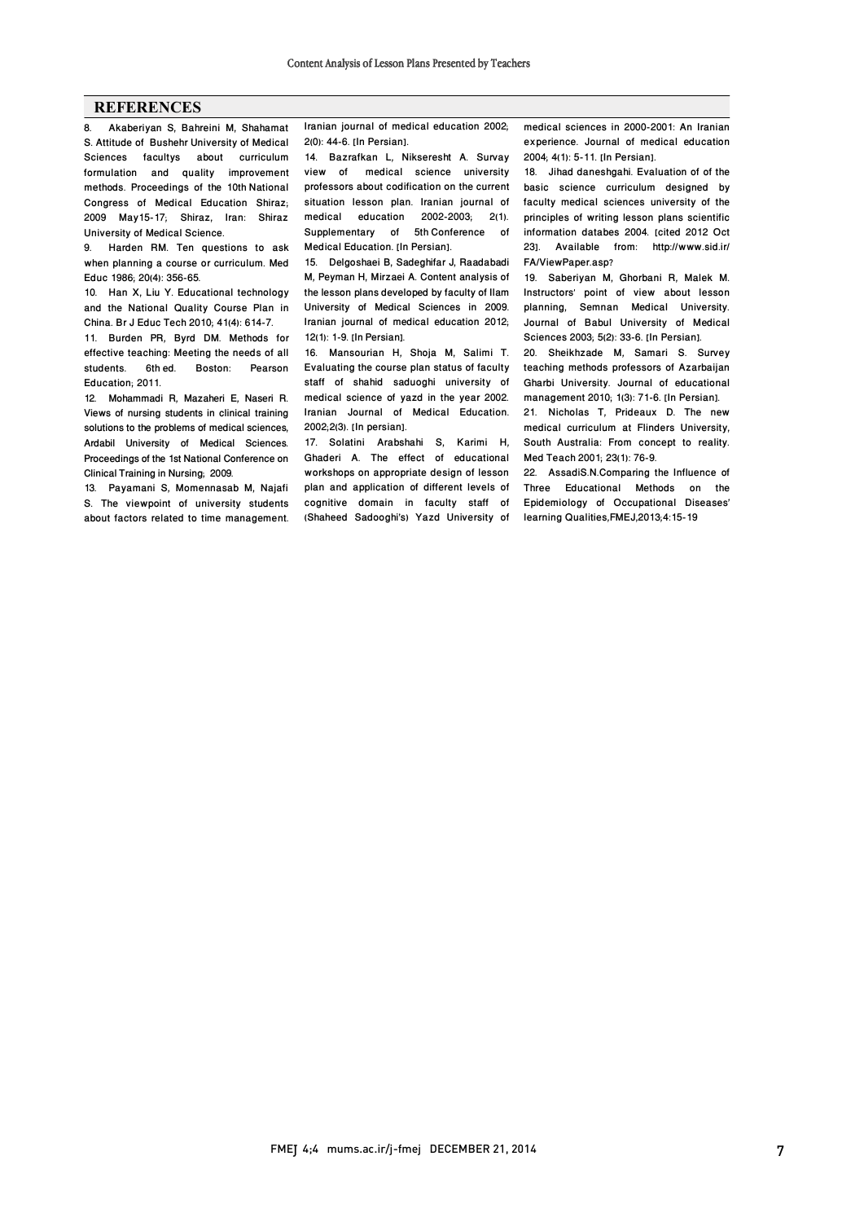## REFERENCES

8. Akaberiyan S, Bahreini M, Shahamat S. Attitude of Bushehr University of Medical Sciences facultys about curriculum formulation and quality improvement methods. Proceedings of the 10th National Congress of Medical Education Shiraz; 2009 May15-17; Shiraz, Iran: Shiraz University of Medical Science.

9. Harden RM. Ten questions to ask when planning a course or curriculum. Med Educ 1986; 20(4): 356-65.

10. Han X, Liu Y. Educational technology and the National Quality Course Plan in China. Br J Educ Tech 2010; 41(4): 614-7.

11. Burden PR, Byrd DM. Methods for effective teaching: Meeting the needs of all students. 6th ed. Boston: Pearson Education; 2011.

12. Mohammadi R, Mazaheri E, Naseri R. Views of nursing students in clinical training solutions to the problems of medical sciences, Ardabil University of Medical Sciences. Proceedings of the 1st National Conference on Clinical Training in Nursing; 2009.

13. Payamani S, Momennasab M, Najafi S. The viewpoint of university students about factors related to time management. Iranian journal of medical education 2002; 2(0): 44-6. [In Persian].

14. Bazrafkan L, Nikseresht A. Survay view of medical science university professors about codification on the current situation lesson plan. Iranian journal of medical education 2002-2003; 2(1). Supplementary of 5th Conference of Medical Education. [In Persian].

15. Delgoshaei B, Sadeghifar J, Raadabadi M, Peyman H, Mirzaei A. Content analysis of the lesson plans developed by faculty of Ilam University of Medical Sciences in 2009. Iranian journal of medical education 2012; 12(1): 1-9. [In Persian].

16. Mansourian H, Shoja M, Salimi T. Evaluating the course plan status of faculty staff of shahid saduoghi university of medical science of yazd in the year 2002. Iranian Journal of Medical Education. 2002;2(3). [In persian].

17. Solatini Arabshahi S, Karimi H, Ghaderi A. The effect of educational workshops on appropriate design of lesson plan and application of different levels of cognitive domain in faculty staff of (Shaheed Sadooghi's) Yazd University of medical sciences in 2000-2001: An Iranian experience. Journal of medical education 2004; 4(1): 5-11. [In Persian].

18. Jihad daneshgahi. Evaluation of of the basic science curriculum designed by faculty medical sciences university of the principles of writing lesson plans scientific information databes 2004. [cited 2012 Oct 23]. Available from: http://www.sid.ir/FA/ViewPaper.asp?

19. Saberiyan M, Ghorbani R, Malek M. Instructors' point of view about lesson planning, Semnan Medical University. Journal of Babul University of Medical Sciences 2003; 5(2): 33-6. [In Persian].

20. Sheikhzade M, Samari S. Survey teaching methods professors of Azarbaijan Gharbi University. Journal of educational management 2010; 1(3): 71-6. [In Persian].

21. Nicholas T, Prideaux D. The new medical curriculum at Flinders University, South Australia: From concept to reality. Med Teach 2001; 23(1): 76-9.

22. AssadiS.N.Comparing the Influence of Three Educational Methods on the Epidemiology of Occupational Diseases' learning Qualities,FMEJ,2013;4:15-19